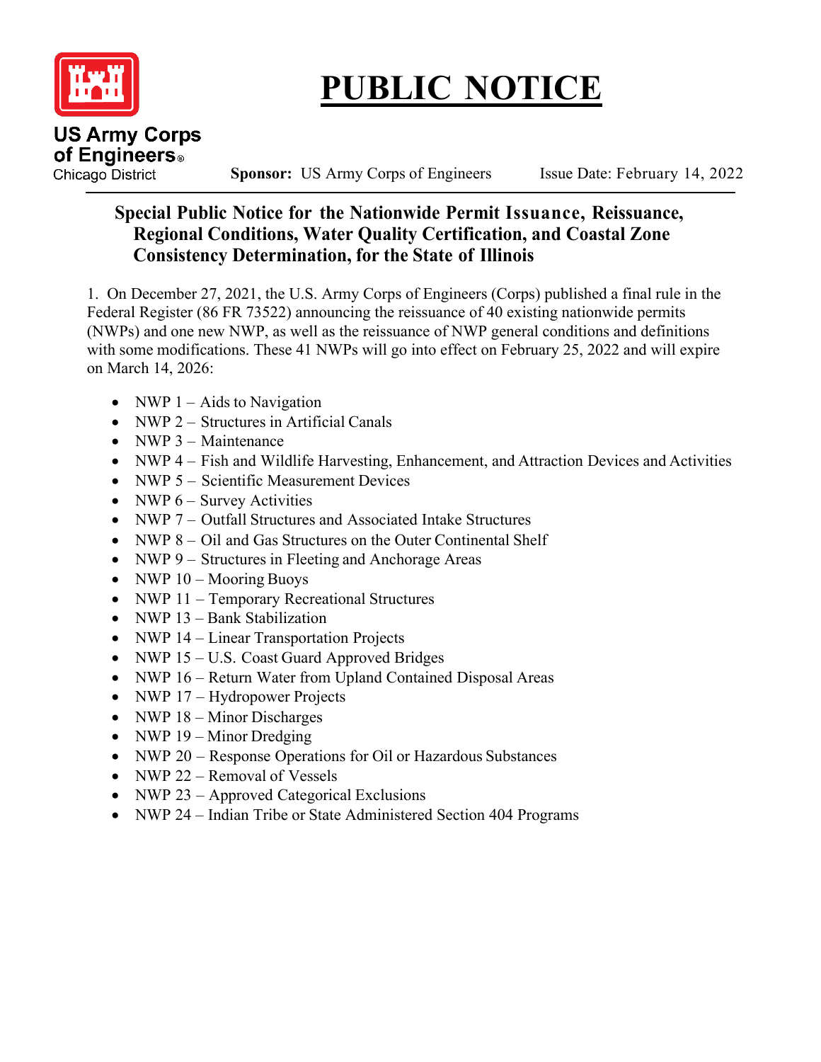# PUBLIC NOTICE

US Army Corps of Engineers®
Chicago District

**Sponsor:** US Army Corps of Engineers    Issue Date: February 14, 2022

## Special Public Notice for the Nationwide Permit Issuance, Reissuance, Regional Conditions, Water Quality Certification, and Coastal Zone Consistency Determination, for the State of Illinois

1. On December 27, 2021, the U.S. Army Corps of Engineers (Corps) published a final rule in the Federal Register (86 FR 73522) announcing the reissuance of 40 existing nationwide permits (NWPs) and one new NWP, as well as the reissuance of NWP general conditions and definitions with some modifications. These 41 NWPs will go into effect on February 25, 2022 and will expire on March 14, 2026:

- NWP 1 – Aids to Navigation
- NWP 2 – Structures in Artificial Canals
- NWP 3 – Maintenance
- NWP 4 – Fish and Wildlife Harvesting, Enhancement, and Attraction Devices and Activities
- NWP 5 – Scientific Measurement Devices
- NWP 6 – Survey Activities
- NWP 7 – Outfall Structures and Associated Intake Structures
- NWP 8 – Oil and Gas Structures on the Outer Continental Shelf
- NWP 9 – Structures in Fleeting and Anchorage Areas
- NWP 10 – Mooring Buoys
- NWP 11 – Temporary Recreational Structures
- NWP 13 – Bank Stabilization
- NWP 14 – Linear Transportation Projects
- NWP 15 – U.S. Coast Guard Approved Bridges
- NWP 16 – Return Water from Upland Contained Disposal Areas
- NWP 17 – Hydropower Projects
- NWP 18 – Minor Discharges
- NWP 19 – Minor Dredging
- NWP 20 – Response Operations for Oil or Hazardous Substances
- NWP 22 – Removal of Vessels
- NWP 23 – Approved Categorical Exclusions
- NWP 24 – Indian Tribe or State Administered Section 404 Programs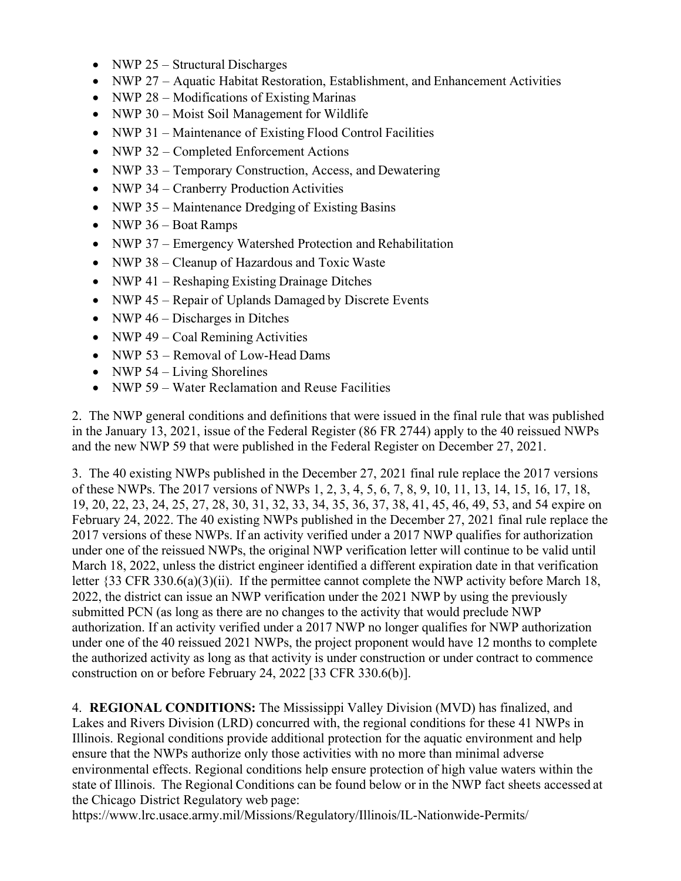- NWP 25 – Structural Discharges
- NWP 27 – Aquatic Habitat Restoration, Establishment, and Enhancement Activities
- NWP 28 – Modifications of Existing Marinas
- NWP 30 – Moist Soil Management for Wildlife
- NWP 31 – Maintenance of Existing Flood Control Facilities
- NWP 32 – Completed Enforcement Actions
- NWP 33 – Temporary Construction, Access, and Dewatering
- NWP 34 – Cranberry Production Activities
- NWP 35 – Maintenance Dredging of Existing Basins
- NWP 36 – Boat Ramps
- NWP 37 – Emergency Watershed Protection and Rehabilitation
- NWP 38 – Cleanup of Hazardous and Toxic Waste
- NWP 41 – Reshaping Existing Drainage Ditches
- NWP 45 – Repair of Uplands Damaged by Discrete Events
- NWP 46 – Discharges in Ditches
- NWP 49 – Coal Remining Activities
- NWP 53 – Removal of Low-Head Dams
- NWP 54 – Living Shorelines
- NWP 59 – Water Reclamation and Reuse Facilities

2. The NWP general conditions and definitions that were issued in the final rule that was published in the January 13, 2021, issue of the Federal Register (86 FR 2744) apply to the 40 reissued NWPs and the new NWP 59 that were published in the Federal Register on December 27, 2021.

3. The 40 existing NWPs published in the December 27, 2021 final rule replace the 2017 versions of these NWPs. The 2017 versions of NWPs 1, 2, 3, 4, 5, 6, 7, 8, 9, 10, 11, 13, 14, 15, 16, 17, 18, 19, 20, 22, 23, 24, 25, 27, 28, 30, 31, 32, 33, 34, 35, 36, 37, 38, 41, 45, 46, 49, 53, and 54 expire on February 24, 2022. The 40 existing NWPs published in the December 27, 2021 final rule replace the 2017 versions of these NWPs. If an activity verified under a 2017 NWP qualifies for authorization under one of the reissued NWPs, the original NWP verification letter will continue to be valid until March 18, 2022, unless the district engineer identified a different expiration date in that verification letter {33 CFR 330.6(a)(3)(ii). If the permittee cannot complete the NWP activity before March 18, 2022, the district can issue an NWP verification under the 2021 NWP by using the previously submitted PCN (as long as there are no changes to the activity that would preclude NWP authorization. If an activity verified under a 2017 NWP no longer qualifies for NWP authorization under one of the 40 reissued 2021 NWPs, the project proponent would have 12 months to complete the authorized activity as long as that activity is under construction or under contract to commence construction on or before February 24, 2022 [33 CFR 330.6(b)].

4. **REGIONAL CONDITIONS:** The Mississippi Valley Division (MVD) has finalized, and Lakes and Rivers Division (LRD) concurred with, the regional conditions for these 41 NWPs in Illinois. Regional conditions provide additional protection for the aquatic environment and help ensure that the NWPs authorize only those activities with no more than minimal adverse environmental effects. Regional conditions help ensure protection of high value waters within the state of Illinois. The Regional Conditions can be found below or in the NWP fact sheets accessed at the Chicago District Regulatory web page:
https://www.lrc.usace.army.mil/Missions/Regulatory/Illinois/IL-Nationwide-Permits/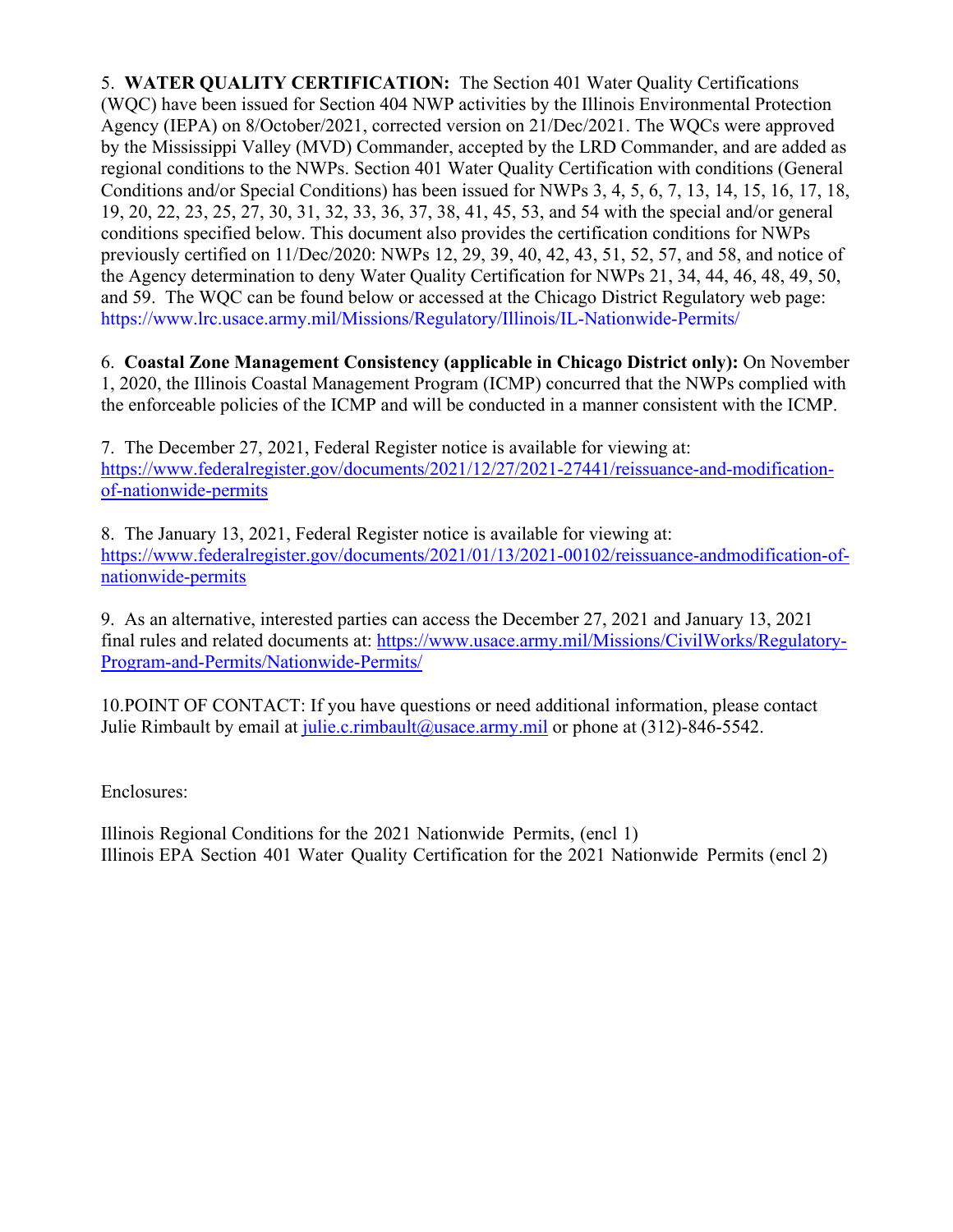5. **WATER QUALITY CERTIFICATION:** The Section 401 Water Quality Certifications (WQC) have been issued for Section 404 NWP activities by the Illinois Environmental Protection Agency (IEPA) on 8/October/2021, corrected version on 21/Dec/2021. The WQCs were approved by the Mississippi Valley (MVD) Commander, accepted by the LRD Commander, and are added as regional conditions to the NWPs. Section 401 Water Quality Certification with conditions (General Conditions and/or Special Conditions) has been issued for NWPs 3, 4, 5, 6, 7, 13, 14, 15, 16, 17, 18, 19, 20, 22, 23, 25, 27, 30, 31, 32, 33, 36, 37, 38, 41, 45, 53, and 54 with the special and/or general conditions specified below. This document also provides the certification conditions for NWPs previously certified on 11/Dec/2020: NWPs 12, 29, 39, 40, 42, 43, 51, 52, 57, and 58, and notice of the Agency determination to deny Water Quality Certification for NWPs 21, 34, 44, 46, 48, 49, 50, and 59. The WQC can be found below or accessed at the Chicago District Regulatory web page: https://www.lrc.usace.army.mil/Missions/Regulatory/Illinois/IL-Nationwide-Permits/

6. **Coastal Zone Management Consistency (applicable in Chicago District only):** On November 1, 2020, the Illinois Coastal Management Program (ICMP) concurred that the NWPs complied with the enforceable policies of the ICMP and will be conducted in a manner consistent with the ICMP.

7. The December 27, 2021, Federal Register notice is available for viewing at: [https://www.federalregister.gov/documents/2021/12/27/2021-27441/reissuance-and-modification-of-nationwide-permits](https://www.federalregister.gov/documents/2021/12/27/2021-27441/reissuance-and-modification-of-nationwide-permits)

8. The January 13, 2021, Federal Register notice is available for viewing at: [https://www.federalregister.gov/documents/2021/01/13/2021-00102/reissuance-andmodification-of-nationwide-permits](https://www.federalregister.gov/documents/2021/01/13/2021-00102/reissuance-andmodification-of-nationwide-permits)

9. As an alternative, interested parties can access the December 27, 2021 and January 13, 2021 final rules and related documents at: [https://www.usace.army.mil/Missions/CivilWorks/Regulatory-Program-and-Permits/Nationwide-Permits/](https://www.usace.army.mil/Missions/CivilWorks/Regulatory-Program-and-Permits/Nationwide-Permits/)

10.POINT OF CONTACT: If you have questions or need additional information, please contact Julie Rimbault by email at [julie.c.rimbault@usace.army.mil](mailto:julie.c.rimbault@usace.army.mil) or phone at (312)-846-5542.

Enclosures:

Illinois Regional Conditions for the 2021 Nationwide Permits, (encl 1)
Illinois EPA Section 401 Water Quality Certification for the 2021 Nationwide Permits (encl 2)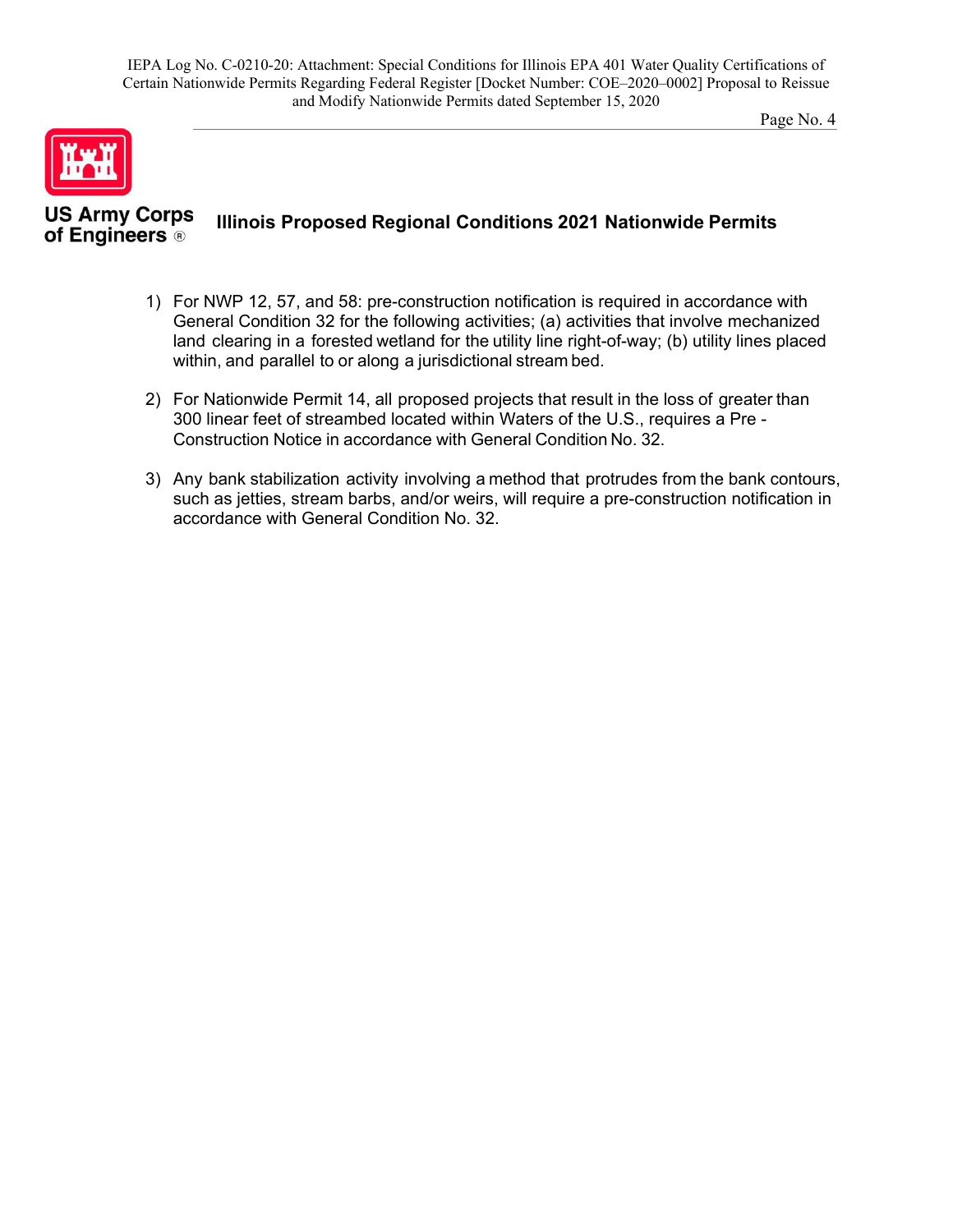US Army Corps of Engineers ®

## Illinois Proposed Regional Conditions 2021 Nationwide Permits

1) For NWP 12, 57, and 58: pre-construction notification is required in accordance with General Condition 32 for the following activities; (a) activities that involve mechanized land clearing in a forested wetland for the utility line right-of-way; (b) utility lines placed within, and parallel to or along a jurisdictional stream bed.

2) For Nationwide Permit 14, all proposed projects that result in the loss of greater than 300 linear feet of streambed located within Waters of the U.S., requires a Pre - Construction Notice in accordance with General Condition No. 32.

3) Any bank stabilization activity involving a method that protrudes from the bank contours, such as jetties, stream barbs, and/or weirs, will require a pre-construction notification in accordance with General Condition No. 32.